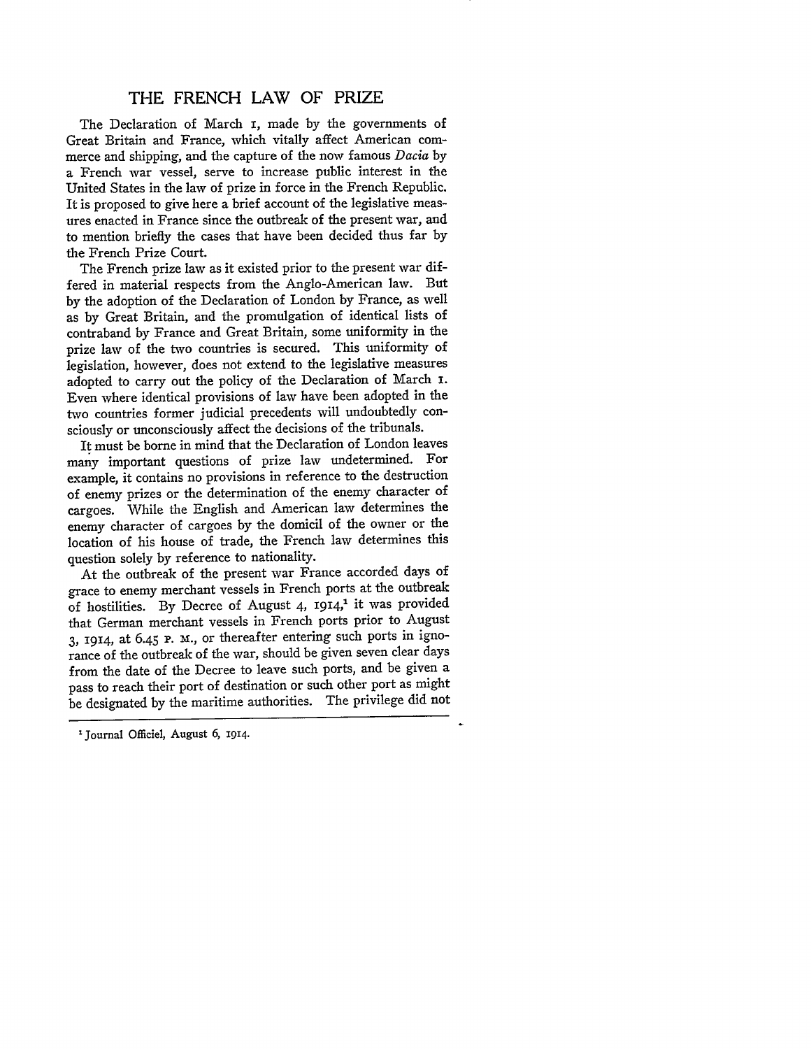# THE FRENCH LAW OF PRIZE

The Declaration of March 1, made by the governments of Great Britain and France, which vitally affect American commerce and shipping, and the capture of the now famous *Dacia* by a French war vessel, serve to increase public interest in the United States in the law of prize in force in the French Republic. It is proposed to give here a brief account of the legislative measures enacted in France since the outbreak of the present war, and to mention briefly the cases that have been decided thus far by the French Prize Court.

The French prize law as it existed prior to the present war differed in material respects from the Anglo-American law. But by the adoption of the Declaration of London by France, as well as by Great Britain, and the promulgation of identical lists of contraband by France and Great Britain, some uniformity in the prize law of the two countries is secured. This uniformity of legislation, however, does not extend to the legislative measures adopted to carry out the policy of the Declaration of March 1. Even where identical provisions of law have been adopted in the two countries former judicial precedents will undoubtedly consciously or unconsciously affect the decisions of the tribunals.

It must be borne in mind that the Declaration of London leaves many important questions of prize law undetermined. For example, it contains no provisions in reference to the destruction of enemy prizes or the determination of the enemy character of cargoes. While the English and American law determines the enemy character of cargoes by the domicil of the owner or the location of his house of trade, the French law determines this question solely by reference to nationality.

At the outbreak of the present war France accorded days of grace to enemy merchant vessels in French ports at the outbreak of hostilities. By Decree of August 4, 1914,[1] it was provided that German merchant vessels in French ports prior to August 3, 1914, at 6.45 P. M., or thereafter entering such ports in ignorance of the outbreak of the war, should be given seven clear days from the date of the Decree to leave such ports, and be given a pass to reach their port of destination or such other port as might be designated by the maritime authorities. The privilege did not

[1] Journal Officiel, August 6, 1914.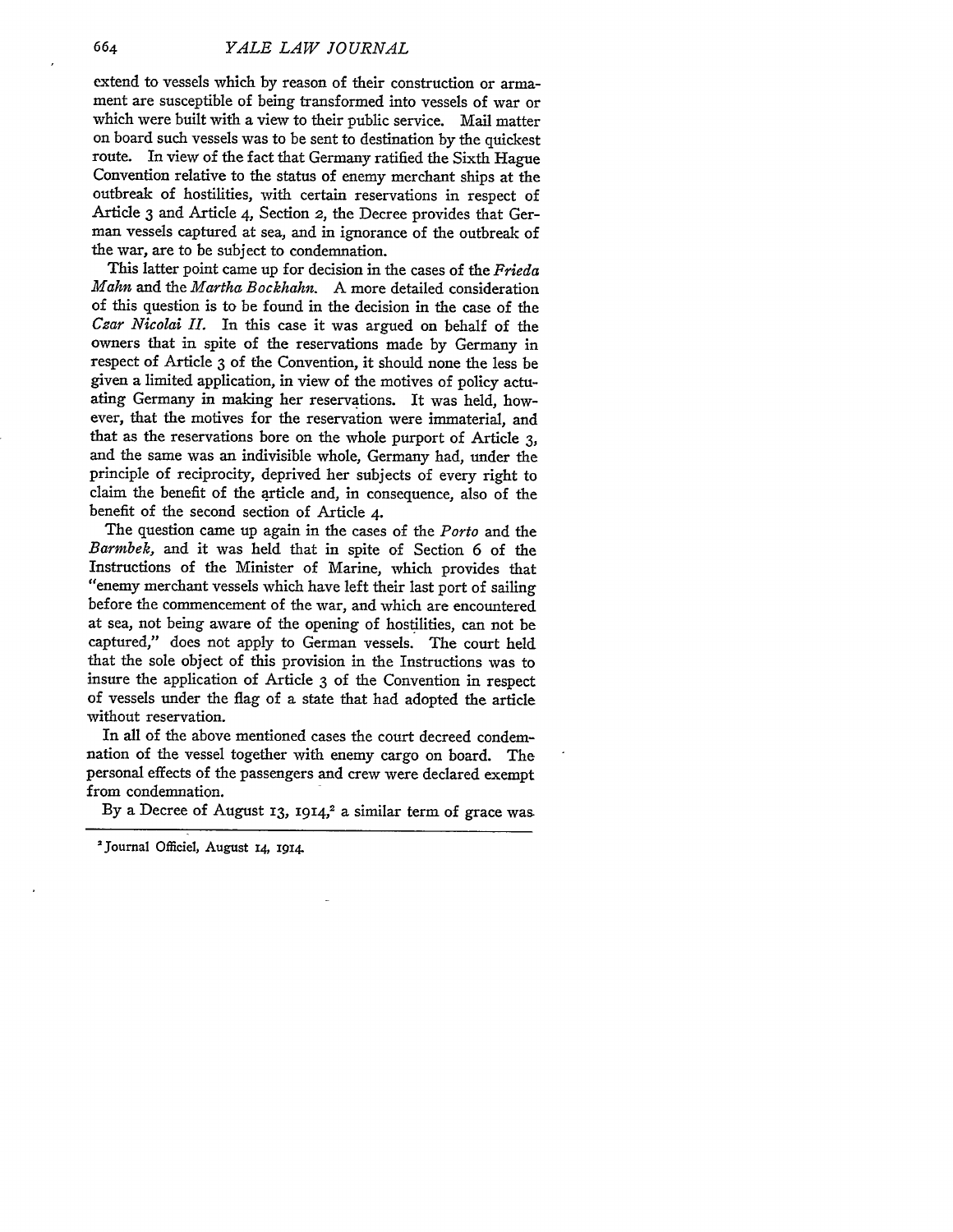extend to vessels which by reason of their construction or armament are susceptible of being transformed into vessels of war or which were built with a view to their public service. Mail matter on board such vessels was to be sent to destination by the quickest route. In view of the fact that Germany ratified the Sixth Hague Convention relative to the status of enemy merchant ships at the outbreak of hostilities, with certain reservations in respect of Article 3 and Article 4, Section 2, the Decree provides that German vessels captured at sea, and in ignorance of the outbreak of the war, are to be subject to condemnation.

This latter point came up for decision in the cases of the *Frieda Mahn* and the *Martha Bockhahn*. A more detailed consideration of this question is to be found in the decision in the case of the *Czar Nicolai II*. In this case it was argued on behalf of the owners that in spite of the reservations made by Germany in respect of Article 3 of the Convention, it should none the less be given a limited application, in view of the motives of policy actuating Germany in making her reservations. It was held, however, that the motives for the reservation were immaterial, and that as the reservations bore on the whole purport of Article 3, and the same was an indivisible whole, Germany had, under the principle of reciprocity, deprived her subjects of every right to claim the benefit of the article and, in consequence, also of the benefit of the second section of Article 4.

The question came up again in the cases of the *Porto* and the *Barmbek*, and it was held that in spite of Section 6 of the Instructions of the Minister of Marine, which provides that "enemy merchant vessels which have left their last port of sailing before the commencement of the war, and which are encountered at sea, not being aware of the opening of hostilities, can not be captured," does not apply to German vessels. The court held that the sole object of this provision in the Instructions was to insure the application of Article 3 of the Convention in respect of vessels under the flag of a state that had adopted the article without reservation.

In all of the above mentioned cases the court decreed condemnation of the vessel together with enemy cargo on board. The personal effects of the passengers and crew were declared exempt from condemnation.

By a Decree of August 13, 1914,[2] a similar term of grace was

---

[2] Journal Officiel, August 14, 1914.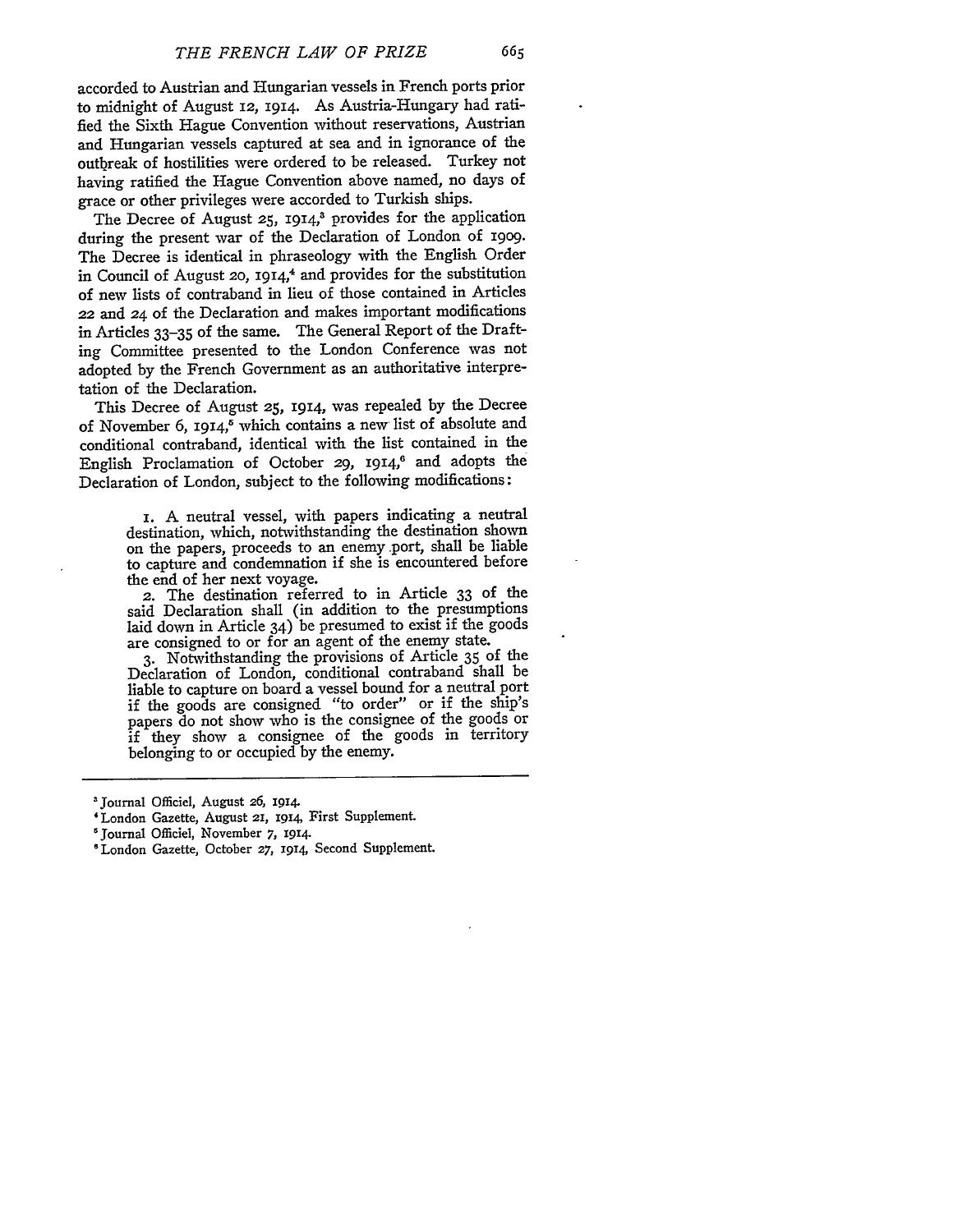accorded to Austrian and Hungarian vessels in French ports prior to midnight of August 12, 1914. As Austria-Hungary had ratified the Sixth Hague Convention without reservations, Austrian and Hungarian vessels captured at sea and in ignorance of the outbreak of hostilities were ordered to be released. Turkey not having ratified the Hague Convention above named, no days of grace or other privileges were accorded to Turkish ships.

The Decree of August 25, 1914,[3] provides for the application during the present war of the Declaration of London of 1909. The Decree is identical in phraseology with the English Order in Council of August 20, 1914,[4] and provides for the substitution of new lists of contraband in lieu of those contained in Articles 22 and 24 of the Declaration and makes important modifications in Articles 33–35 of the same. The General Report of the Drafting Committee presented to the London Conference was not adopted by the French Government as an authoritative interpretation of the Declaration.

This Decree of August 25, 1914, was repealed by the Decree of November 6, 1914,[5] which contains a new list of absolute and conditional contraband, identical with the list contained in the English Proclamation of October 29, 1914,[6] and adopts the Declaration of London, subject to the following modifications:

> 1. A neutral vessel, with papers indicating a neutral destination, which, notwithstanding the destination shown on the papers, proceeds to an enemy port, shall be liable to capture and condemnation if she is encountered before the end of her next voyage.
>
> 2. The destination referred to in Article 33 of the said Declaration shall (in addition to the presumptions laid down in Article 34) be presumed to exist if the goods are consigned to or for an agent of the enemy state.
>
> 3. Notwithstanding the provisions of Article 35 of the Declaration of London, conditional contraband shall be liable to capture on board a vessel bound for a neutral port if the goods are consigned "to order" or if the ship's papers do not show who is the consignee of the goods or if they show a consignee of the goods in territory belonging to or occupied by the enemy.

---

[3] Journal Officiel, August 26, 1914.

[4] London Gazette, August 21, 1914, First Supplement.

[5] Journal Officiel, November 7, 1914.

[6] London Gazette, October 27, 1914, Second Supplement.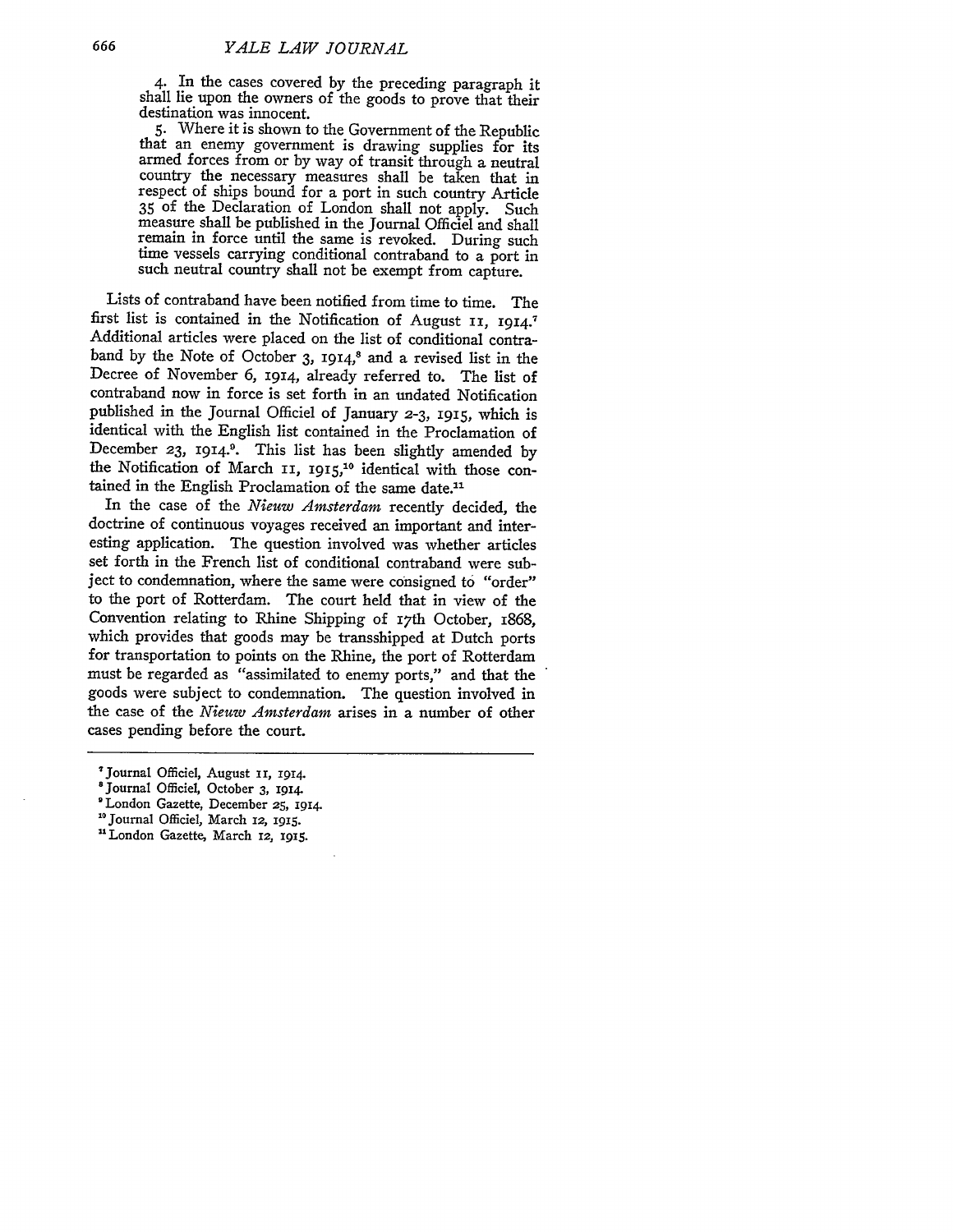4. In the cases covered by the preceding paragraph it shall lie upon the owners of the goods to prove that their destination was innocent.

5. Where it is shown to the Government of the Republic that an enemy government is drawing supplies for its armed forces from or by way of transit through a neutral country the necessary measures shall be taken that in respect of ships bound for a port in such country Article 35 of the Declaration of London shall not apply. Such measure shall be published in the Journal Officiel and shall remain in force until the same is revoked. During such time vessels carrying conditional contraband to a port in such neutral country shall not be exempt from capture.

Lists of contraband have been notified from time to time. The first list is contained in the Notification of August 11, 1914.[7] Additional articles were placed on the list of conditional contraband by the Note of October 3, 1914,[8] and a revised list in the Decree of November 6, 1914, already referred to. The list of contraband now in force is set forth in an undated Notification published in the Journal Officiel of January 2-3, 1915, which is identical with the English list contained in the Proclamation of December 23, 1914.[9]. This list has been slightly amended by the Notification of March 11, 1915,[10] identical with those contained in the English Proclamation of the same date.[11]

In the case of the *Nieuw Amsterdam* recently decided, the doctrine of continuous voyages received an important and interesting application. The question involved was whether articles set forth in the French list of conditional contraband were subject to condemnation, where the same were consigned to "order" to the port of Rotterdam. The court held that in view of the Convention relating to Rhine Shipping of 17th October, 1868, which provides that goods may be transshipped at Dutch ports for transportation to points on the Rhine, the port of Rotterdam must be regarded as "assimilated to enemy ports," and that the goods were subject to condemnation. The question involved in the case of the *Nieuw Amsterdam* arises in a number of other cases pending before the court.

---

[7] Journal Officiel, August 11, 1914.

[8] Journal Officiel, October 3, 1914.

[9] London Gazette, December 25, 1914.

[10] Journal Officiel, March 12, 1915.

[11] London Gazette, March 12, 1915.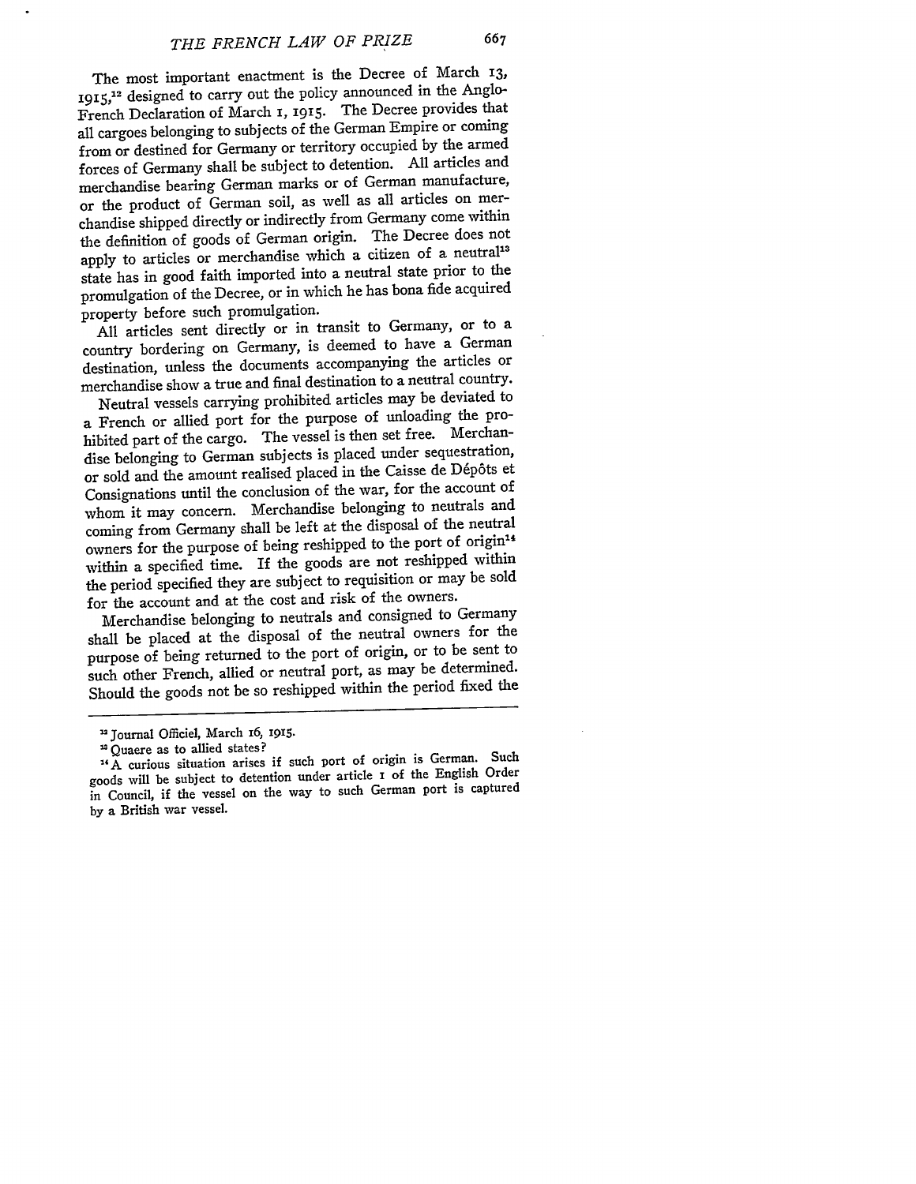The most important enactment is the Decree of March 13, 1915,[12] designed to carry out the policy announced in the Anglo-French Declaration of March 1, 1915. The Decree provides that all cargoes belonging to subjects of the German Empire or coming from or destined for Germany or territory occupied by the armed forces of Germany shall be subject to detention. All articles and merchandise bearing German marks or of German manufacture, or the product of German soil, as well as all articles on merchandise shipped directly or indirectly from Germany come within the definition of goods of German origin. The Decree does not apply to articles or merchandise which a citizen of a neutral[13] state has in good faith imported into a neutral state prior to the promulgation of the Decree, or in which he has bona fide acquired property before such promulgation.

All articles sent directly or in transit to Germany, or to a country bordering on Germany, is deemed to have a German destination, unless the documents accompanying the articles or merchandise show a true and final destination to a neutral country.

Neutral vessels carrying prohibited articles may be deviated to a French or allied port for the purpose of unloading the prohibited part of the cargo. The vessel is then set free. Merchandise belonging to German subjects is placed under sequestration, or sold and the amount realised placed in the Caisse de Dépôts et Consignations until the conclusion of the war, for the account of whom it may concern. Merchandise belonging to neutrals and coming from Germany shall be left at the disposal of the neutral owners for the purpose of being reshipped to the port of origin[14] within a specified time. If the goods are not reshipped within the period specified they are subject to requisition or may be sold for the account and at the cost and risk of the owners.

Merchandise belonging to neutrals and consigned to Germany shall be placed at the disposal of the neutral owners for the purpose of being returned to the port of origin, or to be sent to such other French, allied or neutral port, as may be determined. Should the goods not be so reshipped within the period fixed the

---

[12] Journal Officiel, March 16, 1915.

[13] Quaere as to allied states?

[14] A curious situation arises if such port of origin is German. Such goods will be subject to detention under article 1 of the English Order in Council, if the vessel on the way to such German port is captured by a British war vessel.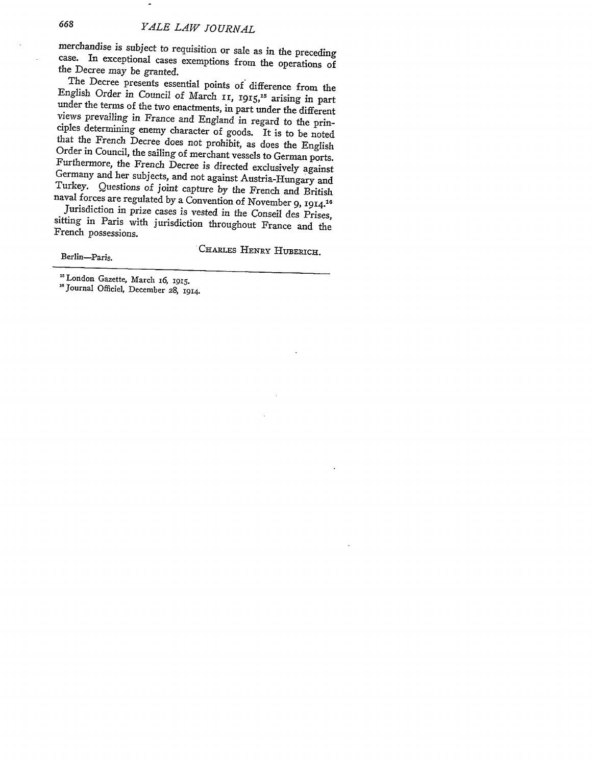merchandise is subject to requisition or sale as in the preceding case. In exceptional cases exemptions from the operations of the Decree may be granted.

The Decree presents essential points of difference from the English Order in Council of March 11, 1915,[15] arising in part under the terms of the two enactments, in part under the different views prevailing in France and England in regard to the principles determining enemy character of goods. It is to be noted that the French Decree does not prohibit, as does the English Order in Council, the sailing of merchant vessels to German ports. Furthermore, the French Decree is directed exclusively against Germany and her subjects, and not against Austria-Hungary and Turkey. Questions of joint capture by the French and British naval forces are regulated by a Convention of November 9, 1914.[16]

Jurisdiction in prize cases is vested in the Conseil des Prises, sitting in Paris with jurisdiction throughout France and the French possessions.

CHARLES HENRY HUBERICH.

Berlin—Paris.

---

[15] London Gazette, March 16, 1915.

[16] Journal Officiel, December 28, 1914.